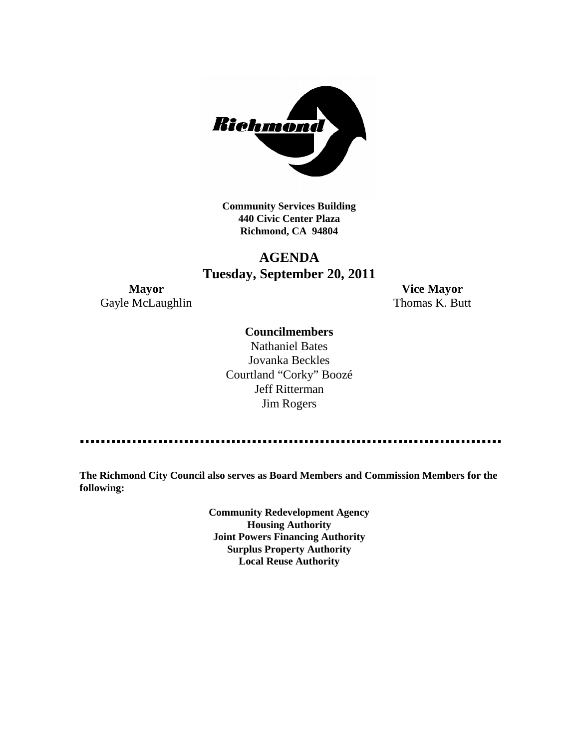**Community Services Building**
**440 Civic Center Plaza**
**Richmond, CA 94804**

# AGENDA
## Tuesday, September 20, 2011

**Mayor**
Gayle McLaughlin

**Vice Mayor**
Thomas K. Butt

**Councilmembers**

Nathaniel Bates
Jovanka Beckles
Courtland "Corky" Boozé
Jeff Ritterman
Jim Rogers

**The Richmond City Council also serves as Board Members and Commission Members for the following:**

**Community Redevelopment Agency**
**Housing Authority**
**Joint Powers Financing Authority**
**Surplus Property Authority**
**Local Reuse Authority**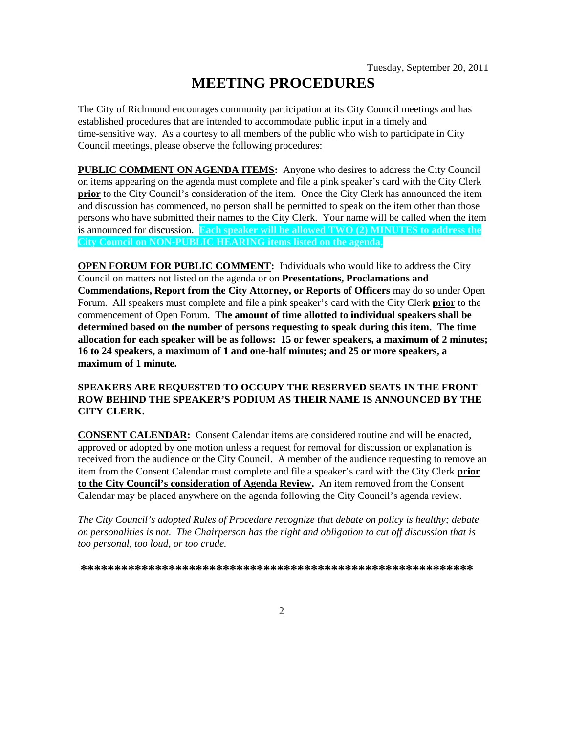Tuesday, September 20, 2011

# MEETING PROCEDURES

The City of Richmond encourages community participation at its City Council meetings and has established procedures that are intended to accommodate public input in a timely and time-sensitive way. As a courtesy to all members of the public who wish to participate in City Council meetings, please observe the following procedures:

**PUBLIC COMMENT ON AGENDA ITEMS:** Anyone who desires to address the City Council on items appearing on the agenda must complete and file a pink speaker's card with the City Clerk **prior** to the City Council's consideration of the item. Once the City Clerk has announced the item and discussion has commenced, no person shall be permitted to speak on the item other than those persons who have submitted their names to the City Clerk. Your name will be called when the item is announced for discussion. **Each speaker will be allowed TWO (2) MINUTES to address the City Council on NON-PUBLIC HEARING items listed on the agenda.**

**OPEN FORUM FOR PUBLIC COMMENT:** Individuals who would like to address the City Council on matters not listed on the agenda or on **Presentations, Proclamations and Commendations, Report from the City Attorney, or Reports of Officers** may do so under Open Forum. All speakers must complete and file a pink speaker's card with the City Clerk **prior** to the commencement of Open Forum. **The amount of time allotted to individual speakers shall be determined based on the number of persons requesting to speak during this item. The time allocation for each speaker will be as follows: 15 or fewer speakers, a maximum of 2 minutes; 16 to 24 speakers, a maximum of 1 and one-half minutes; and 25 or more speakers, a maximum of 1 minute.**

**SPEAKERS ARE REQUESTED TO OCCUPY THE RESERVED SEATS IN THE FRONT ROW BEHIND THE SPEAKER'S PODIUM AS THEIR NAME IS ANNOUNCED BY THE CITY CLERK.**

**CONSENT CALENDAR:** Consent Calendar items are considered routine and will be enacted, approved or adopted by one motion unless a request for removal for discussion or explanation is received from the audience or the City Council. A member of the audience requesting to remove an item from the Consent Calendar must complete and file a speaker's card with the City Clerk **prior to the City Council's consideration of Agenda Review.** An item removed from the Consent Calendar may be placed anywhere on the agenda following the City Council's agenda review.

*The City Council's adopted Rules of Procedure recognize that debate on policy is healthy; debate on personalities is not. The Chairperson has the right and obligation to cut off discussion that is too personal, too loud, or too crude.*

***************************************************************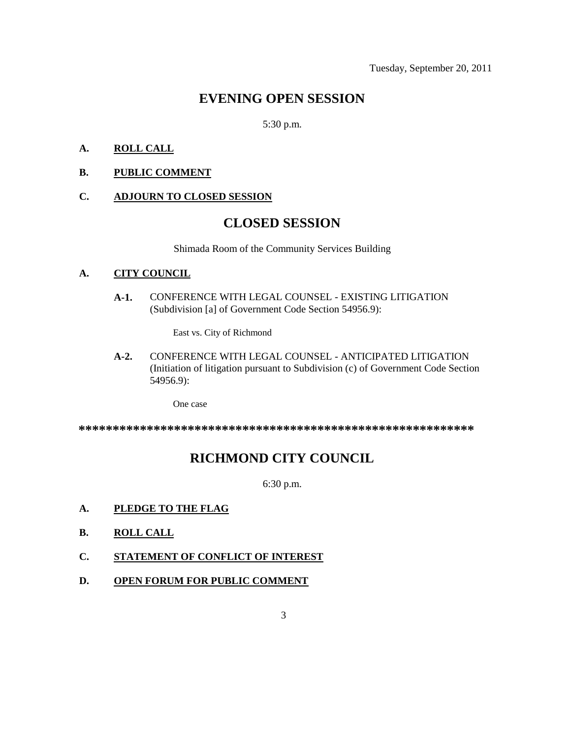Tuesday, September 20, 2011

## EVENING OPEN SESSION

5:30 p.m.

**A.** **ROLL CALL**

**B.** **PUBLIC COMMENT**

**C.** **ADJOURN TO CLOSED SESSION**

## CLOSED SESSION

Shimada Room of the Community Services Building

**A.** **CITY COUNCIL**

**A-1.** CONFERENCE WITH LEGAL COUNSEL - EXISTING LITIGATION (Subdivision [a] of Government Code Section 54956.9):

East vs. City of Richmond

**A-2.** CONFERENCE WITH LEGAL COUNSEL - ANTICIPATED LITIGATION (Initiation of litigation pursuant to Subdivision (c) of Government Code Section 54956.9):

One case

************************************************************

## RICHMOND CITY COUNCIL

6:30 p.m.

**A.** **PLEDGE TO THE FLAG**

**B.** **ROLL CALL**

**C.** **STATEMENT OF CONFLICT OF INTEREST**

**D.** **OPEN FORUM FOR PUBLIC COMMENT**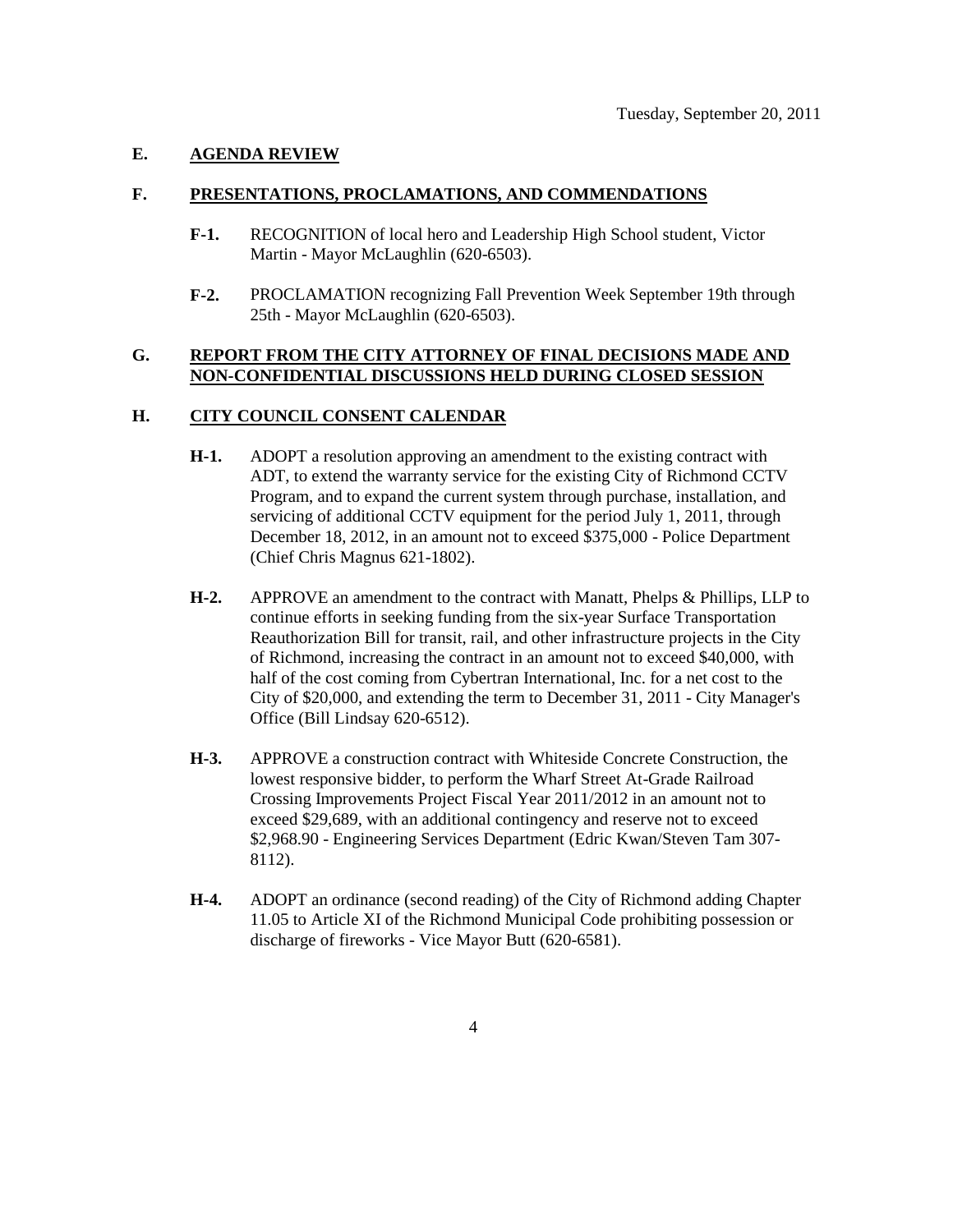Tuesday, September 20, 2011

## E. AGENDA REVIEW

## F. PRESENTATIONS, PROCLAMATIONS, AND COMMENDATIONS

**F-1.** RECOGNITION of local hero and Leadership High School student, Victor Martin - Mayor McLaughlin (620-6503).

**F-2.** PROCLAMATION recognizing Fall Prevention Week September 19th through 25th - Mayor McLaughlin (620-6503).

## G. REPORT FROM THE CITY ATTORNEY OF FINAL DECISIONS MADE AND NON-CONFIDENTIAL DISCUSSIONS HELD DURING CLOSED SESSION

## H. CITY COUNCIL CONSENT CALENDAR

**H-1.** ADOPT a resolution approving an amendment to the existing contract with ADT, to extend the warranty service for the existing City of Richmond CCTV Program, and to expand the current system through purchase, installation, and servicing of additional CCTV equipment for the period July 1, 2011, through December 18, 2012, in an amount not to exceed $375,000 - Police Department (Chief Chris Magnus 621-1802).

**H-2.** APPROVE an amendment to the contract with Manatt, Phelps & Phillips, LLP to continue efforts in seeking funding from the six-year Surface Transportation Reauthorization Bill for transit, rail, and other infrastructure projects in the City of Richmond, increasing the contract in an amount not to exceed $40,000, with half of the cost coming from Cybertran International, Inc. for a net cost to the City of $20,000, and extending the term to December 31, 2011 - City Manager's Office (Bill Lindsay 620-6512).

**H-3.** APPROVE a construction contract with Whiteside Concrete Construction, the lowest responsive bidder, to perform the Wharf Street At-Grade Railroad Crossing Improvements Project Fiscal Year 2011/2012 in an amount not to exceed $29,689, with an additional contingency and reserve not to exceed $2,968.90 - Engineering Services Department (Edric Kwan/Steven Tam 307-8112).

**H-4.** ADOPT an ordinance (second reading) of the City of Richmond adding Chapter 11.05 to Article XI of the Richmond Municipal Code prohibiting possession or discharge of fireworks - Vice Mayor Butt (620-6581).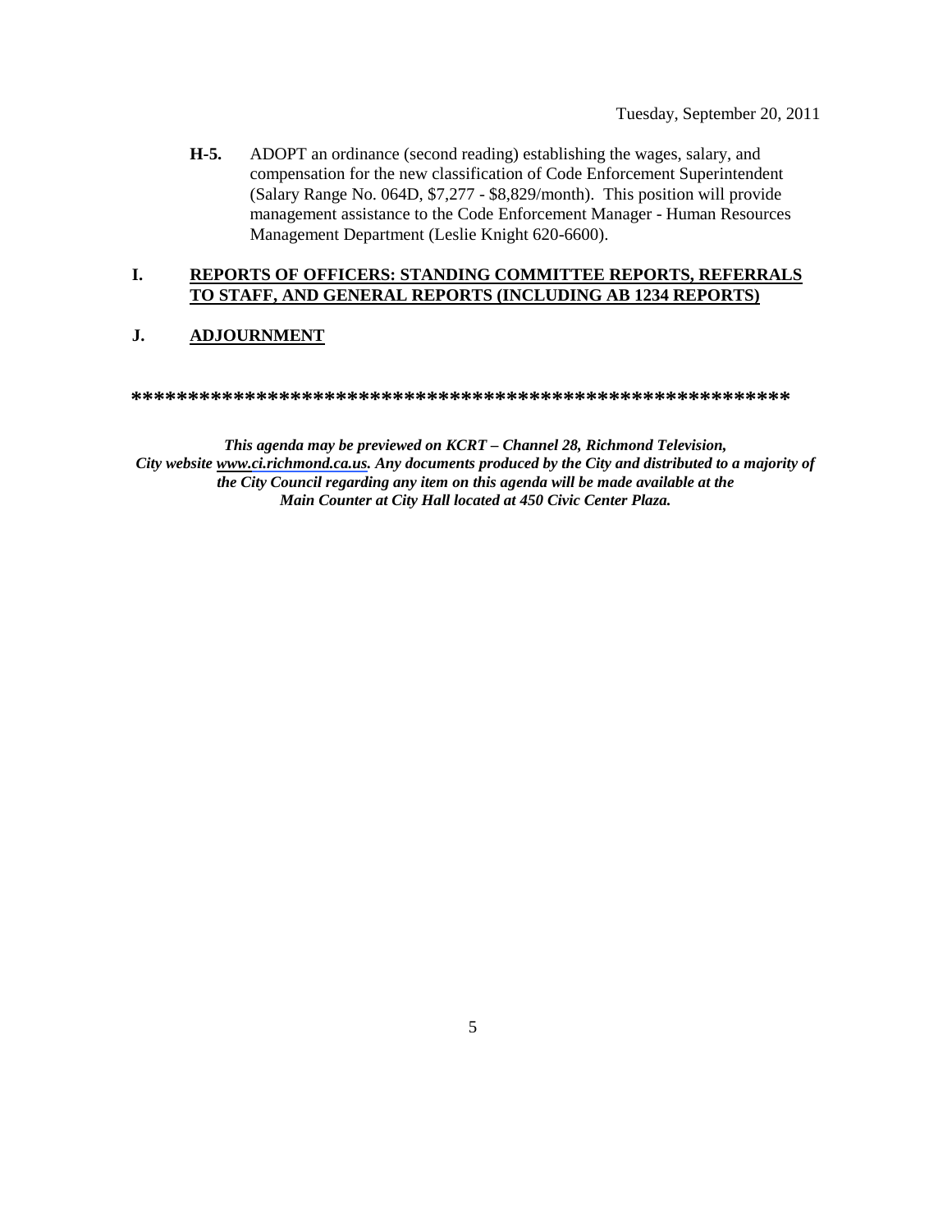Tuesday, September 20, 2011

**H-5.** ADOPT an ordinance (second reading) establishing the wages, salary, and compensation for the new classification of Code Enforcement Superintendent (Salary Range No. 064D, $7,277 - $8,829/month). This position will provide management assistance to the Code Enforcement Manager - Human Resources Management Department (Leslie Knight 620-6600).

## I. REPORTS OF OFFICERS: STANDING COMMITTEE REPORTS, REFERRALS TO STAFF, AND GENERAL REPORTS (INCLUDING AB 1234 REPORTS)

## J. ADJOURNMENT

**********************************************************

***This agenda may be previewed on KCRT – Channel 28, Richmond Television, City website www.ci.richmond.ca.us. Any documents produced by the City and distributed to a majority of the City Council regarding any item on this agenda will be made available at the Main Counter at City Hall located at 450 Civic Center Plaza.***